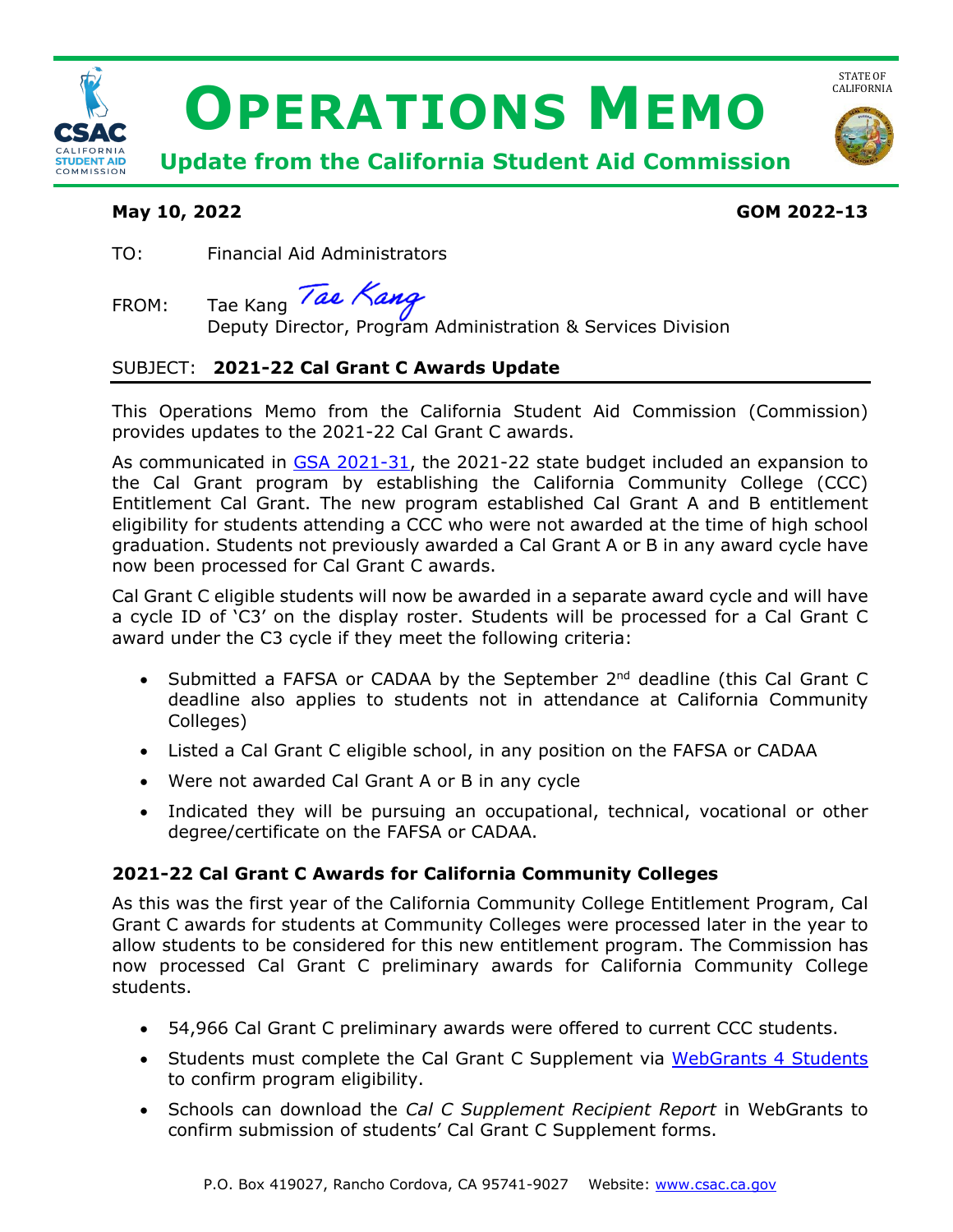# Operations Memo

**Update from the California Student Aid Commission**

STATE OF CALIFORNIA

**May 10, 2022** **GOM 2022-13**

TO: Financial Aid Administrators

FROM: Tae Kang
Deputy Director, Program Administration & Services Division

SUBJECT: **2021-22 Cal Grant C Awards Update**

This Operations Memo from the California Student Aid Commission (Commission) provides updates to the 2021-22 Cal Grant C awards.

As communicated in [GSA 2021-31](), the 2021-22 state budget included an expansion to the Cal Grant program by establishing the California Community College (CCC) Entitlement Cal Grant. The new program established Cal Grant A and B entitlement eligibility for students attending a CCC who were not awarded at the time of high school graduation. Students not previously awarded a Cal Grant A or B in any award cycle have now been processed for Cal Grant C awards.

Cal Grant C eligible students will now be awarded in a separate award cycle and will have a cycle ID of 'C3' on the display roster. Students will be processed for a Cal Grant C award under the C3 cycle if they meet the following criteria:

- Submitted a FAFSA or CADAA by the September 2nd deadline (this Cal Grant C deadline also applies to students not in attendance at California Community Colleges)
- Listed a Cal Grant C eligible school, in any position on the FAFSA or CADAA
- Were not awarded Cal Grant A or B in any cycle
- Indicated they will be pursuing an occupational, technical, vocational or other degree/certificate on the FAFSA or CADAA.

### 2021-22 Cal Grant C Awards for California Community Colleges

As this was the first year of the California Community College Entitlement Program, Cal Grant C awards for students at Community Colleges were processed later in the year to allow students to be considered for this new entitlement program. The Commission has now processed Cal Grant C preliminary awards for California Community College students.

- 54,966 Cal Grant C preliminary awards were offered to current CCC students.
- Students must complete the Cal Grant C Supplement via [WebGrants 4 Students]() to confirm program eligibility.
- Schools can download the *Cal C Supplement Recipient Report* in WebGrants to confirm submission of students' Cal Grant C Supplement forms.

P.O. Box 419027, Rancho Cordova, CA 95741-9027 Website: [www.csac.ca.gov]()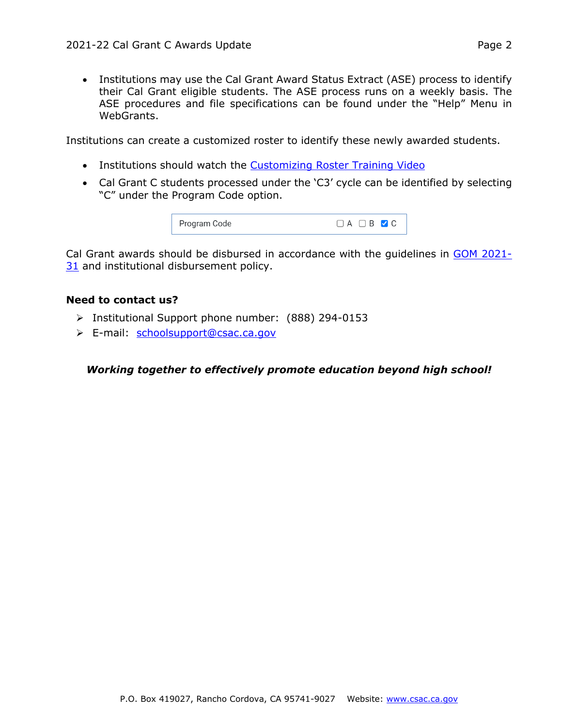- Institutions may use the Cal Grant Award Status Extract (ASE) process to identify their Cal Grant eligible students. The ASE process runs on a weekly basis. The ASE procedures and file specifications can be found under the "Help" Menu in WebGrants.

Institutions can create a customized roster to identify these newly awarded students.

- Institutions should watch the [Customizing Roster Training Video]()
- Cal Grant C students processed under the 'C3' cycle can be identified by selecting "C" under the Program Code option.

| | |
|---|---|
| Program Code | ☐ A ☐ B ☑ C |

Cal Grant awards should be disbursed in accordance with the guidelines in [GOM 2021-31]() and institutional disbursement policy.

**Need to contact us?**

- Institutional Support phone number: (888) 294-0153
- E-mail: [schoolsupport@csac.ca.gov](mailto:schoolsupport@csac.ca.gov)

***Working together to effectively promote education beyond high school!***

P.O. Box 419027, Rancho Cordova, CA 95741-9027 Website: [www.csac.ca.gov](http://www.csac.ca.gov)